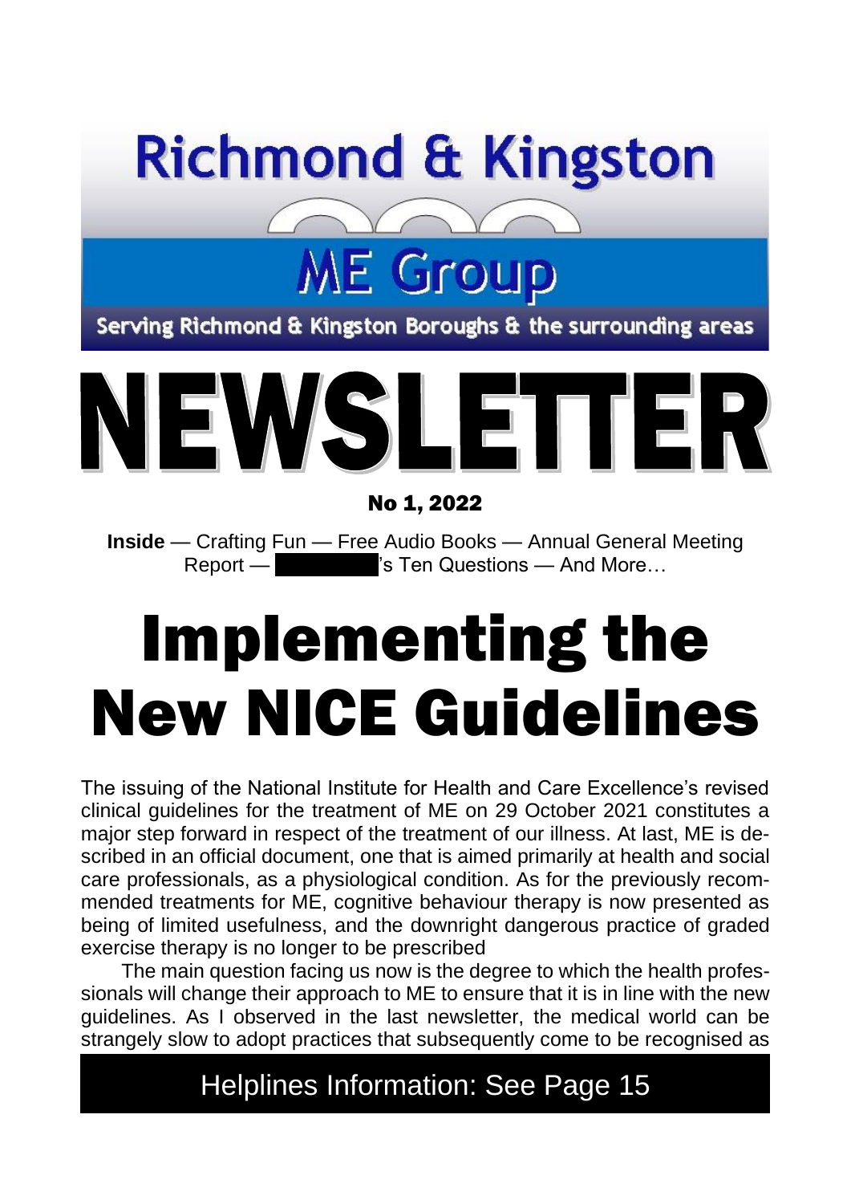# Richmond & Kingston ME Group

Serving Richmond & Kingston Boroughs & the surrounding areas

# NEWSLETTER

**No 1, 2022**

**Inside** — Crafting Fun — Free Audio Books — Annual General Meeting Report — ███████'s Ten Questions — And More…

# Implementing the New NICE Guidelines

The issuing of the National Institute for Health and Care Excellence's revised clinical guidelines for the treatment of ME on 29 October 2021 constitutes a major step forward in respect of the treatment of our illness. At last, ME is described in an official document, one that is aimed primarily at health and social care professionals, as a physiological condition. As for the previously recommended treatments for ME, cognitive behaviour therapy is now presented as being of limited usefulness, and the downright dangerous practice of graded exercise therapy is no longer to be prescribed

The main question facing us now is the degree to which the health professionals will change their approach to ME to ensure that it is in line with the new guidelines. As I observed in the last newsletter, the medical world can be strangely slow to adopt practices that subsequently come to be recognised as

**Helplines Information: See Page 15**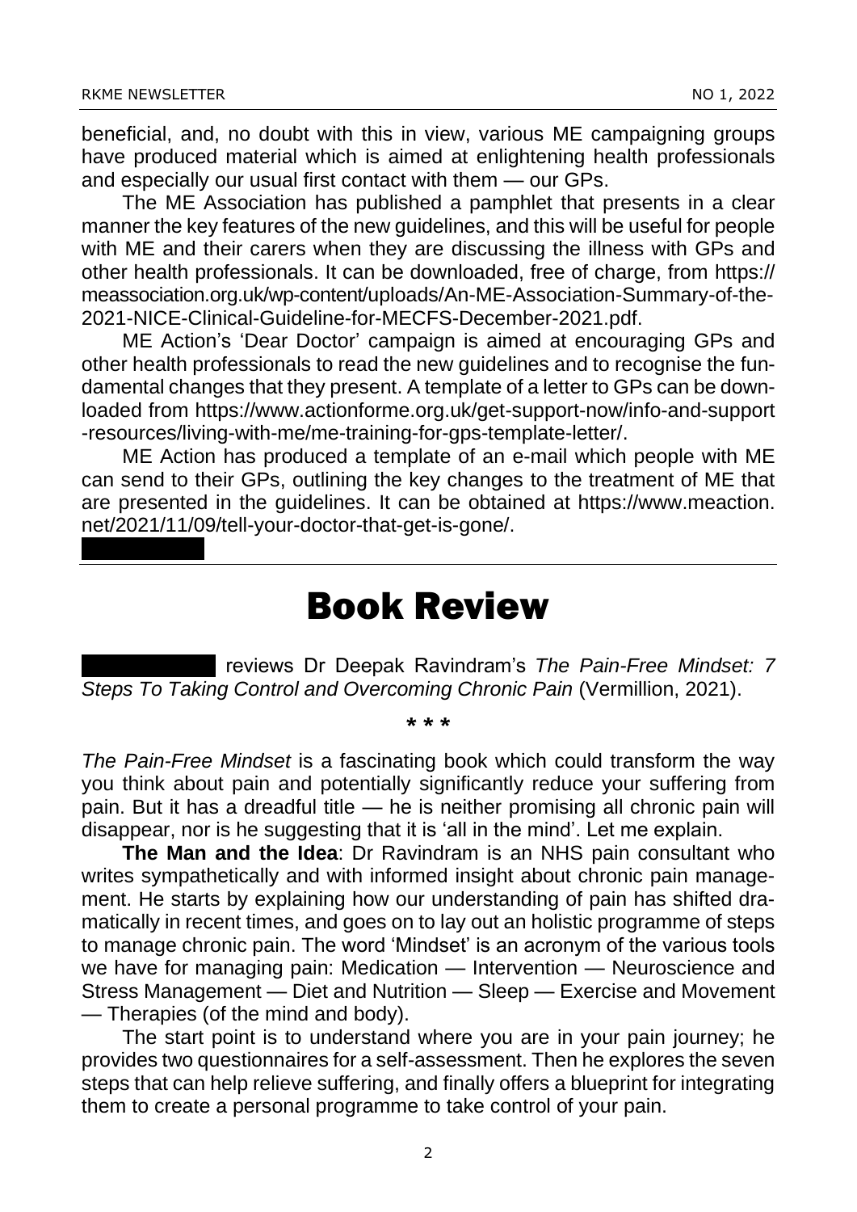beneficial, and, no doubt with this in view, various ME campaigning groups have produced material which is aimed at enlightening health professionals and especially our usual first contact with them — our GPs.

The ME Association has published a pamphlet that presents in a clear manner the key features of the new guidelines, and this will be useful for people with ME and their carers when they are discussing the illness with GPs and other health professionals. It can be downloaded, free of charge, from https://meassociation.org.uk/wp-content/uploads/An-ME-Association-Summary-of-the-2021-NICE-Clinical-Guideline-for-MECFS-December-2021.pdf.

ME Action's 'Dear Doctor' campaign is aimed at encouraging GPs and other health professionals to read the new guidelines and to recognise the fundamental changes that they present. A template of a letter to GPs can be downloaded from https://www.actionforme.org.uk/get-support-now/info-and-support-resources/living-with-me/me-training-for-gps-template-letter/.

ME Action has produced a template of an e-mail which people with ME can send to their GPs, outlining the key changes to the treatment of ME that are presented in the guidelines. It can be obtained at https://www.meaction.net/2021/11/09/tell-your-doctor-that-get-is-gone/.

---

# Book Review

reviews Dr Deepak Ravindram's *The Pain-Free Mindset: 7 Steps To Taking Control and Overcoming Chronic Pain* (Vermillion, 2021).

\* \* \*

*The Pain-Free Mindset* is a fascinating book which could transform the way you think about pain and potentially significantly reduce your suffering from pain. But it has a dreadful title — he is neither promising all chronic pain will disappear, nor is he suggesting that it is 'all in the mind'. Let me explain.

**The Man and the Idea**: Dr Ravindram is an NHS pain consultant who writes sympathetically and with informed insight about chronic pain management. He starts by explaining how our understanding of pain has shifted dramatically in recent times, and goes on to lay out an holistic programme of steps to manage chronic pain. The word 'Mindset' is an acronym of the various tools we have for managing pain: Medication — Intervention — Neuroscience and Stress Management — Diet and Nutrition — Sleep — Exercise and Movement — Therapies (of the mind and body).

The start point is to understand where you are in your pain journey; he provides two questionnaires for a self-assessment. Then he explores the seven steps that can help relieve suffering, and finally offers a blueprint for integrating them to create a personal programme to take control of your pain.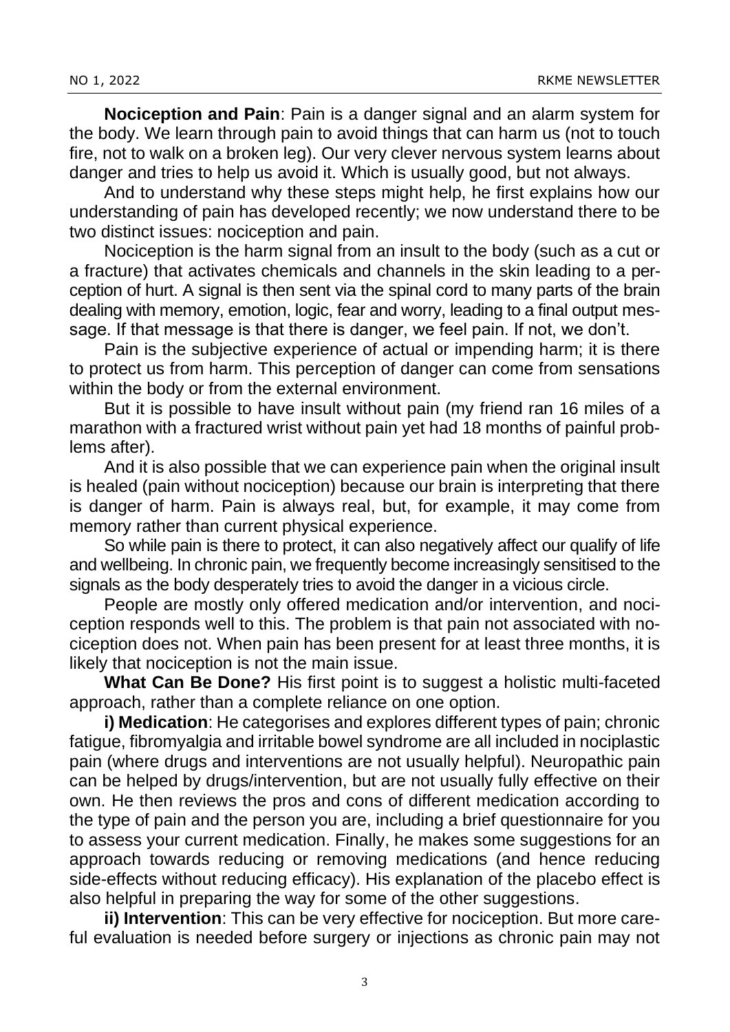**Nociception and Pain**: Pain is a danger signal and an alarm system for the body. We learn through pain to avoid things that can harm us (not to touch fire, not to walk on a broken leg). Our very clever nervous system learns about danger and tries to help us avoid it. Which is usually good, but not always.

And to understand why these steps might help, he first explains how our understanding of pain has developed recently; we now understand there to be two distinct issues: nociception and pain.

Nociception is the harm signal from an insult to the body (such as a cut or a fracture) that activates chemicals and channels in the skin leading to a perception of hurt. A signal is then sent via the spinal cord to many parts of the brain dealing with memory, emotion, logic, fear and worry, leading to a final output message. If that message is that there is danger, we feel pain. If not, we don't.

Pain is the subjective experience of actual or impending harm; it is there to protect us from harm. This perception of danger can come from sensations within the body or from the external environment.

But it is possible to have insult without pain (my friend ran 16 miles of a marathon with a fractured wrist without pain yet had 18 months of painful problems after).

And it is also possible that we can experience pain when the original insult is healed (pain without nociception) because our brain is interpreting that there is danger of harm. Pain is always real, but, for example, it may come from memory rather than current physical experience.

So while pain is there to protect, it can also negatively affect our qualify of life and wellbeing. In chronic pain, we frequently become increasingly sensitised to the signals as the body desperately tries to avoid the danger in a vicious circle.

People are mostly only offered medication and/or intervention, and nociception responds well to this. The problem is that pain not associated with nociception does not. When pain has been present for at least three months, it is likely that nociception is not the main issue.

**What Can Be Done?** His first point is to suggest a holistic multi-faceted approach, rather than a complete reliance on one option.

**i) Medication**: He categorises and explores different types of pain; chronic fatigue, fibromyalgia and irritable bowel syndrome are all included in nociplastic pain (where drugs and interventions are not usually helpful). Neuropathic pain can be helped by drugs/intervention, but are not usually fully effective on their own. He then reviews the pros and cons of different medication according to the type of pain and the person you are, including a brief questionnaire for you to assess your current medication. Finally, he makes some suggestions for an approach towards reducing or removing medications (and hence reducing side-effects without reducing efficacy). His explanation of the placebo effect is also helpful in preparing the way for some of the other suggestions.

**ii) Intervention**: This can be very effective for nociception. But more careful evaluation is needed before surgery or injections as chronic pain may not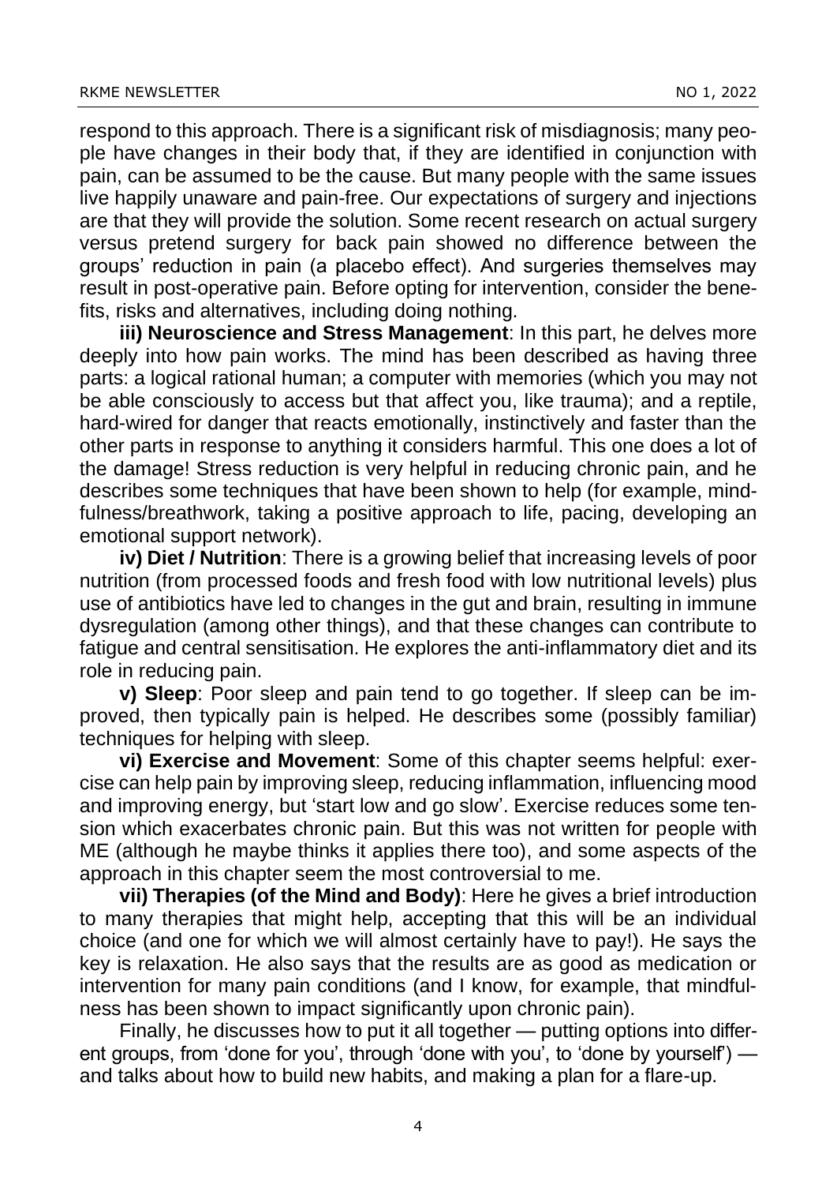respond to this approach. There is a significant risk of misdiagnosis; many people have changes in their body that, if they are identified in conjunction with pain, can be assumed to be the cause. But many people with the same issues live happily unaware and pain-free. Our expectations of surgery and injections are that they will provide the solution. Some recent research on actual surgery versus pretend surgery for back pain showed no difference between the groups' reduction in pain (a placebo effect). And surgeries themselves may result in post-operative pain. Before opting for intervention, consider the benefits, risks and alternatives, including doing nothing.

**iii) Neuroscience and Stress Management**: In this part, he delves more deeply into how pain works. The mind has been described as having three parts: a logical rational human; a computer with memories (which you may not be able consciously to access but that affect you, like trauma); and a reptile, hard-wired for danger that reacts emotionally, instinctively and faster than the other parts in response to anything it considers harmful. This one does a lot of the damage! Stress reduction is very helpful in reducing chronic pain, and he describes some techniques that have been shown to help (for example, mindfulness/breathwork, taking a positive approach to life, pacing, developing an emotional support network).

**iv) Diet / Nutrition**: There is a growing belief that increasing levels of poor nutrition (from processed foods and fresh food with low nutritional levels) plus use of antibiotics have led to changes in the gut and brain, resulting in immune dysregulation (among other things), and that these changes can contribute to fatigue and central sensitisation. He explores the anti-inflammatory diet and its role in reducing pain.

**v) Sleep**: Poor sleep and pain tend to go together. If sleep can be improved, then typically pain is helped. He describes some (possibly familiar) techniques for helping with sleep.

**vi) Exercise and Movement**: Some of this chapter seems helpful: exercise can help pain by improving sleep, reducing inflammation, influencing mood and improving energy, but 'start low and go slow'. Exercise reduces some tension which exacerbates chronic pain. But this was not written for people with ME (although he maybe thinks it applies there too), and some aspects of the approach in this chapter seem the most controversial to me.

**vii) Therapies (of the Mind and Body)**: Here he gives a brief introduction to many therapies that might help, accepting that this will be an individual choice (and one for which we will almost certainly have to pay!). He says the key is relaxation. He also says that the results are as good as medication or intervention for many pain conditions (and I know, for example, that mindfulness has been shown to impact significantly upon chronic pain).

Finally, he discusses how to put it all together — putting options into different groups, from 'done for you', through 'done with you', to 'done by yourself') — and talks about how to build new habits, and making a plan for a flare-up.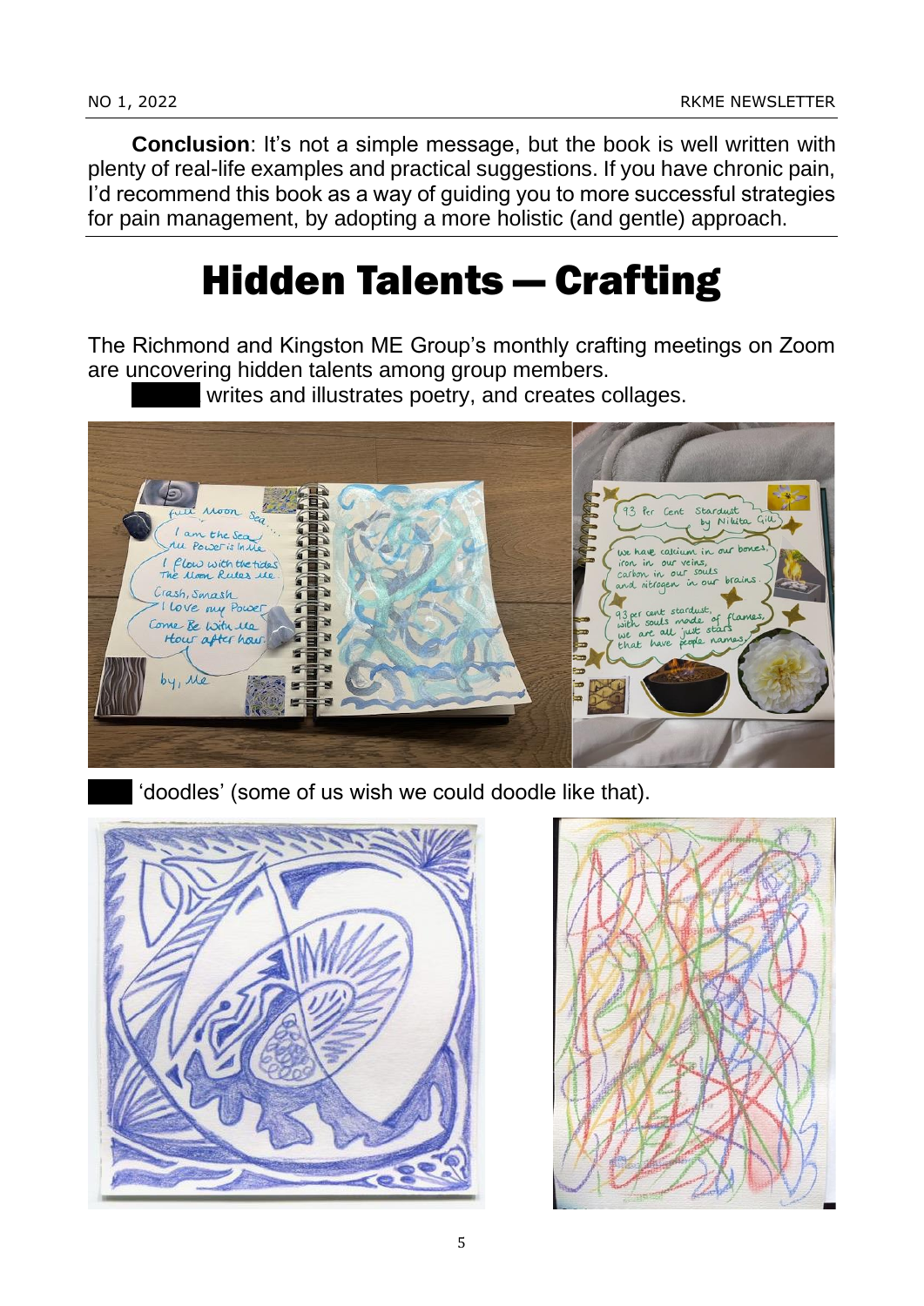**Conclusion**: It's not a simple message, but the book is well written with plenty of real-life examples and practical suggestions. If you have chronic pain, I'd recommend this book as a way of guiding you to more successful strategies for pain management, by adopting a more holistic (and gentle) approach.

# Hidden Talents — Crafting

The Richmond and Kingston ME Group's monthly crafting meetings on Zoom are uncovering hidden talents among group members.

writes and illustrates poetry, and creates collages.

'doodles' (some of us wish we could doodle like that).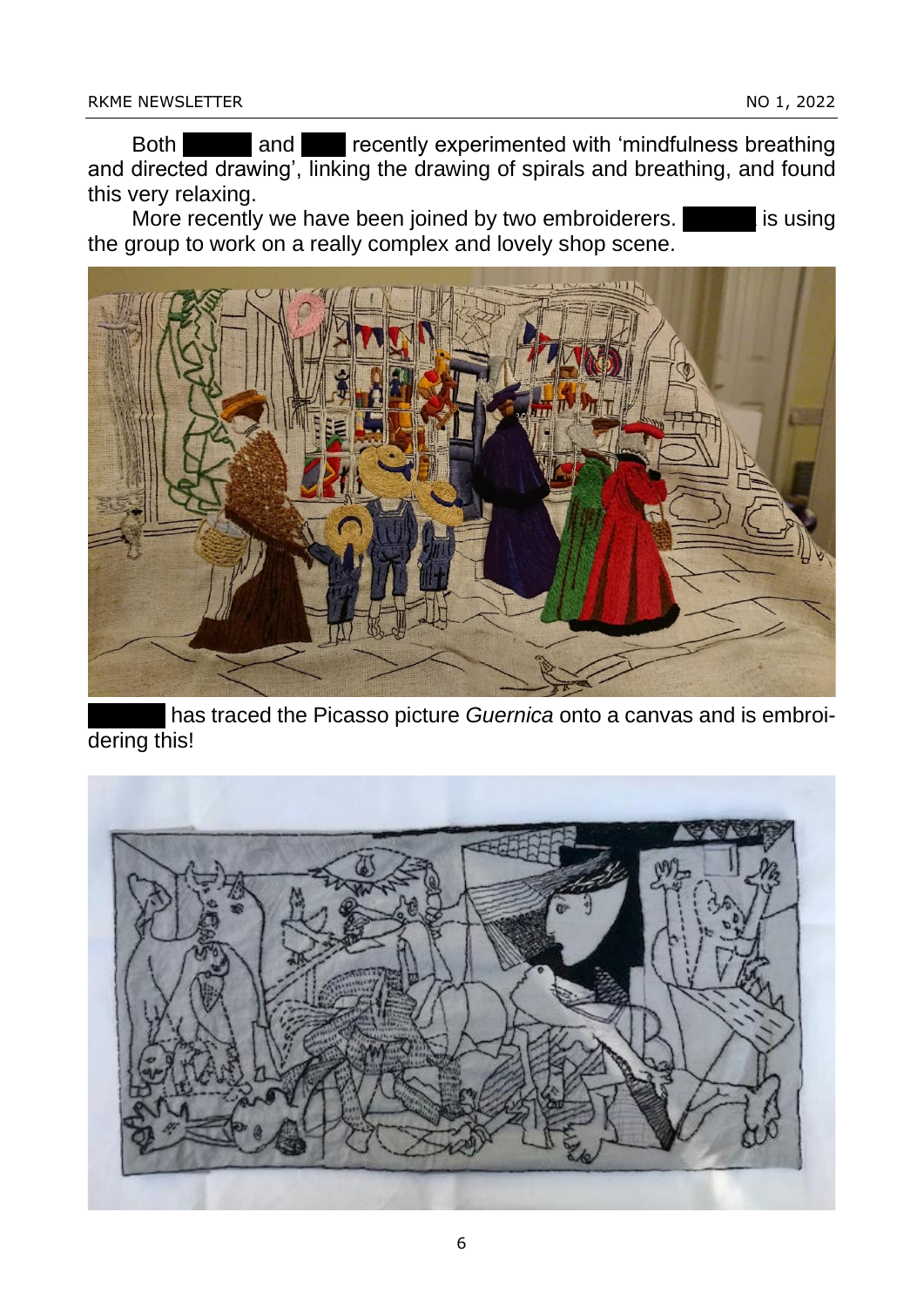Both and recently experimented with 'mindfulness breathing and directed drawing', linking the drawing of spirals and breathing, and found this very relaxing.

More recently we have been joined by two embroiderers. is using the group to work on a really complex and lovely shop scene.

has traced the Picasso picture *Guernica* onto a canvas and is embroidering this!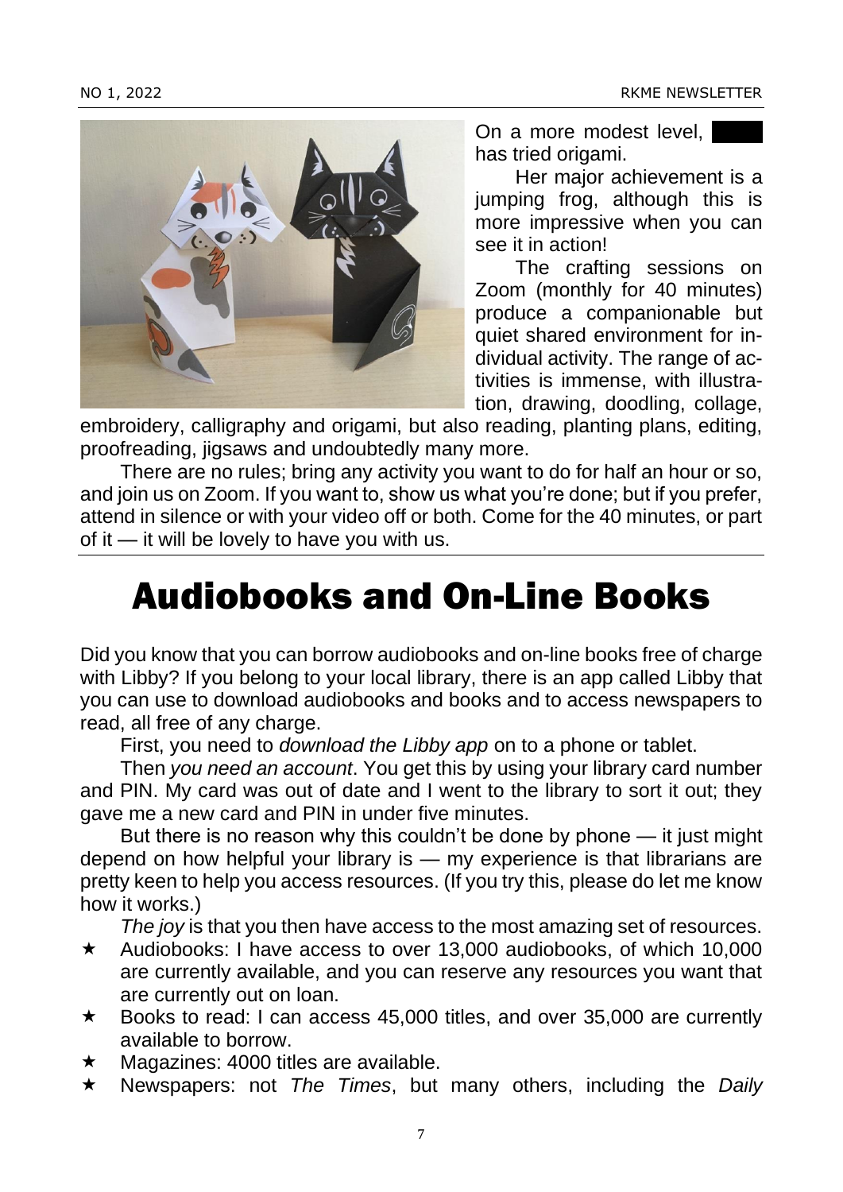On a more modest level, ████ has tried origami.

Her major achievement is a jumping frog, although this is more impressive when you can see it in action!

The crafting sessions on Zoom (monthly for 40 minutes) produce a companionable but quiet shared environment for individual activity. The range of activities is immense, with illustration, drawing, doodling, collage, embroidery, calligraphy and origami, but also reading, planting plans, editing, proofreading, jigsaws and undoubtedly many more.

There are no rules; bring any activity you want to do for half an hour or so, and join us on Zoom. If you want to, show us what you're done; but if you prefer, attend in silence or with your video off or both. Come for the 40 minutes, or part of it — it will be lovely to have you with us.

# Audiobooks and On-Line Books

Did you know that you can borrow audiobooks and on-line books free of charge with Libby? If you belong to your local library, there is an app called Libby that you can use to download audiobooks and books and to access newspapers to read, all free of any charge.

First, you need to *download the Libby app* on to a phone or tablet.

Then *you need an account*. You get this by using your library card number and PIN. My card was out of date and I went to the library to sort it out; they gave me a new card and PIN in under five minutes.

But there is no reason why this couldn't be done by phone — it just might depend on how helpful your library is — my experience is that librarians are pretty keen to help you access resources. (If you try this, please do let me know how it works.)

*The joy* is that you then have access to the most amazing set of resources.

- ★ Audiobooks: I have access to over 13,000 audiobooks, of which 10,000 are currently available, and you can reserve any resources you want that are currently out on loan.
- ★ Books to read: I can access 45,000 titles, and over 35,000 are currently available to borrow.
- ★ Magazines: 4000 titles are available.
- ★ Newspapers: not *The Times*, but many others, including the *Daily*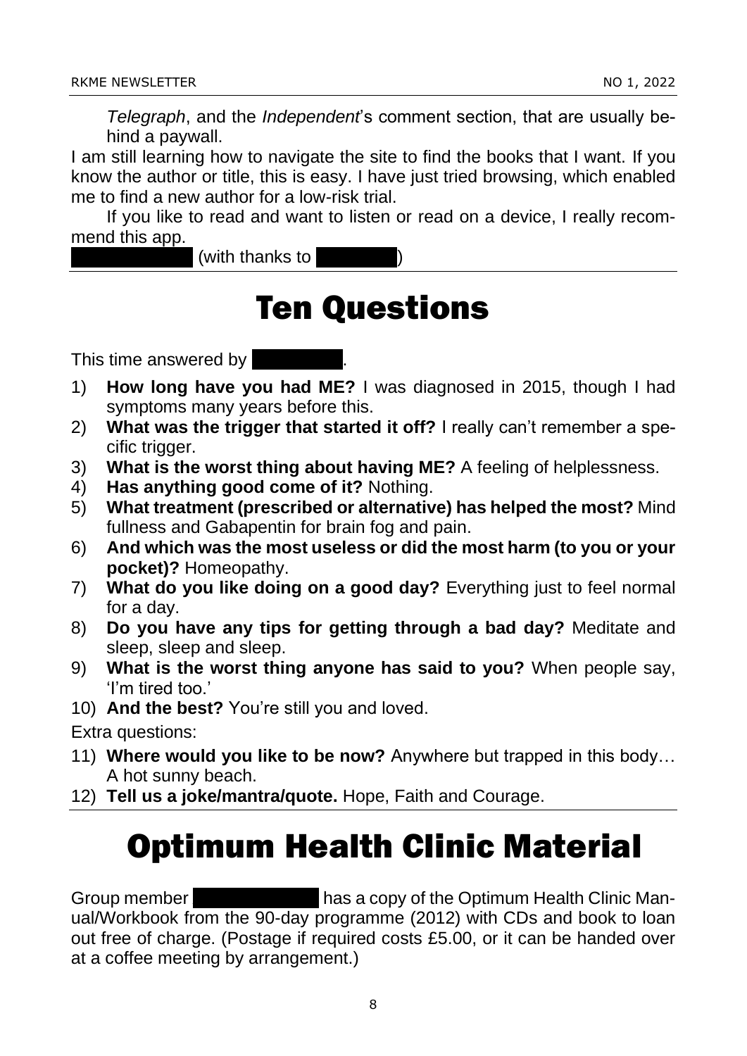*Telegraph*, and the *Independent*'s comment section, that are usually behind a paywall.

I am still learning how to navigate the site to find the books that I want. If you know the author or title, this is easy. I have just tried browsing, which enabled me to find a new author for a low-risk trial.

If you like to read and want to listen or read on a device, I really recommend this app.

(with thanks to )

# Ten Questions

This time answered by .

1) **How long have you had ME?** I was diagnosed in 2015, though I had symptoms many years before this.
2) **What was the trigger that started it off?** I really can't remember a specific trigger.
3) **What is the worst thing about having ME?** A feeling of helplessness.
4) **Has anything good come of it?** Nothing.
5) **What treatment (prescribed or alternative) has helped the most?** Mind fullness and Gabapentin for brain fog and pain.
6) **And which was the most useless or did the most harm (to you or your pocket)?** Homeopathy.
7) **What do you like doing on a good day?** Everything just to feel normal for a day.
8) **Do you have any tips for getting through a bad day?** Meditate and sleep, sleep and sleep.
9) **What is the worst thing anyone has said to you?** When people say, 'I'm tired too.'
10) **And the best?** You're still you and loved.

Extra questions:

11) **Where would you like to be now?** Anywhere but trapped in this body… A hot sunny beach.
12) **Tell us a joke/mantra/quote.** Hope, Faith and Courage.

# Optimum Health Clinic Material

Group member  has a copy of the Optimum Health Clinic Manual/Workbook from the 90-day programme (2012) with CDs and book to loan out free of charge. (Postage if required costs £5.00, or it can be handed over at a coffee meeting by arrangement.)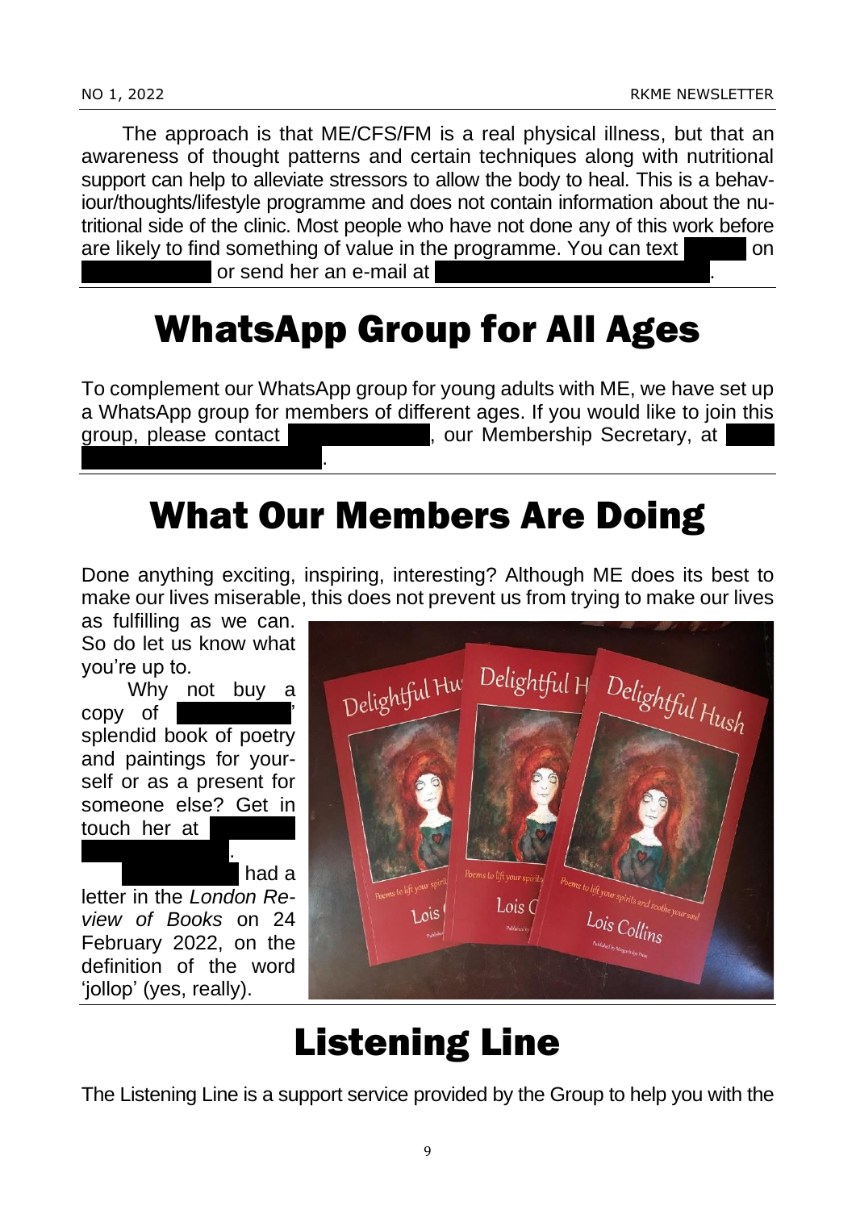The approach is that ME/CFS/FM is a real physical illness, but that an awareness of thought patterns and certain techniques along with nutritional support can help to alleviate stressors to allow the body to heal. This is a behaviour/thoughts/lifestyle programme and does not contain information about the nutritional side of the clinic. Most people who have not done any of this work before are likely to find something of value in the programme. You can text [redacted] on [redacted] or send her an e-mail at [redacted].

# WhatsApp Group for All Ages

To complement our WhatsApp group for young adults with ME, we have set up a WhatsApp group for members of different ages. If you would like to join this group, please contact [redacted], our Membership Secretary, at [redacted].

# What Our Members Are Doing

Done anything exciting, inspiring, interesting? Although ME does its best to make our lives miserable, this does not prevent us from trying to make our lives as fulfilling as we can. So do let us know what you're up to.

Why not buy a copy of [redacted]' splendid book of poetry and paintings for yourself or as a present for someone else? Get in touch her at [redacted].

[redacted] had a letter in the *London Review of Books* on 24 February 2022, on the definition of the word 'jollop' (yes, really).

# Listening Line

The Listening Line is a support service provided by the Group to help you with the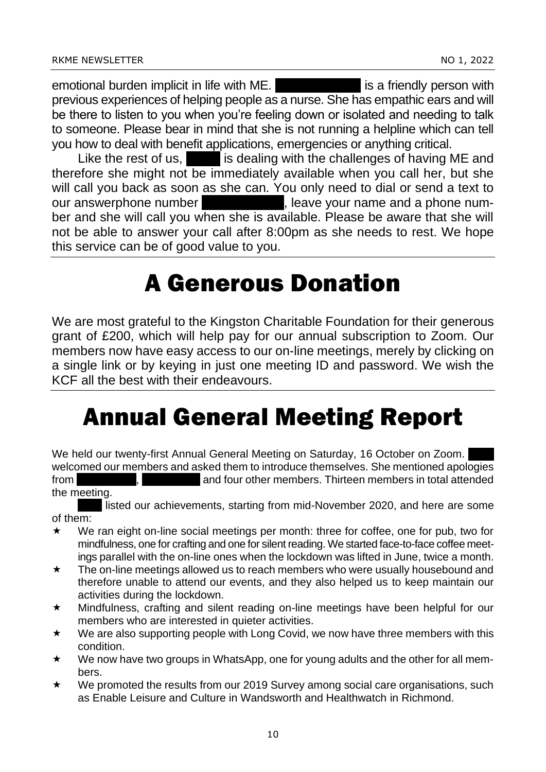emotional burden implicit in life with ME. ██████████ is a friendly person with previous experiences of helping people as a nurse. She has empathic ears and will be there to listen to you when you're feeling down or isolated and needing to talk to someone. Please bear in mind that she is not running a helpline which can tell you how to deal with benefit applications, emergencies or anything critical.

Like the rest of us, █████ is dealing with the challenges of having ME and therefore she might not be immediately available when you call her, but she will call you back as soon as she can. You only need to dial or send a text to our answerphone number ██████████, leave your name and a phone number and she will call you when she is available. Please be aware that she will not be able to answer your call after 8:00pm as she needs to rest. We hope this service can be of good value to you.

# A Generous Donation

We are most grateful to the Kingston Charitable Foundation for their generous grant of £200, which will help pay for our annual subscription to Zoom. Our members now have easy access to our on-line meetings, merely by clicking on a single link or by keying in just one meeting ID and password. We wish the KCF all the best with their endeavours.

# Annual General Meeting Report

We held our twenty-first Annual General Meeting on Saturday, 16 October on Zoom. ████ welcomed our members and asked them to introduce themselves. She mentioned apologies from ████████, ████████ and four other members. Thirteen members in total attended the meeting.

████ listed our achievements, starting from mid-November 2020, and here are some of them:

- We ran eight on-line social meetings per month: three for coffee, one for pub, two for mindfulness, one for crafting and one for silent reading. We started face-to-face coffee meetings parallel with the on-line ones when the lockdown was lifted in June, twice a month.
- The on-line meetings allowed us to reach members who were usually housebound and therefore unable to attend our events, and they also helped us to keep maintain our activities during the lockdown.
- Mindfulness, crafting and silent reading on-line meetings have been helpful for our members who are interested in quieter activities.
- We are also supporting people with Long Covid, we now have three members with this condition.
- We now have two groups in WhatsApp, one for young adults and the other for all members.
- We promoted the results from our 2019 Survey among social care organisations, such as Enable Leisure and Culture in Wandsworth and Healthwatch in Richmond.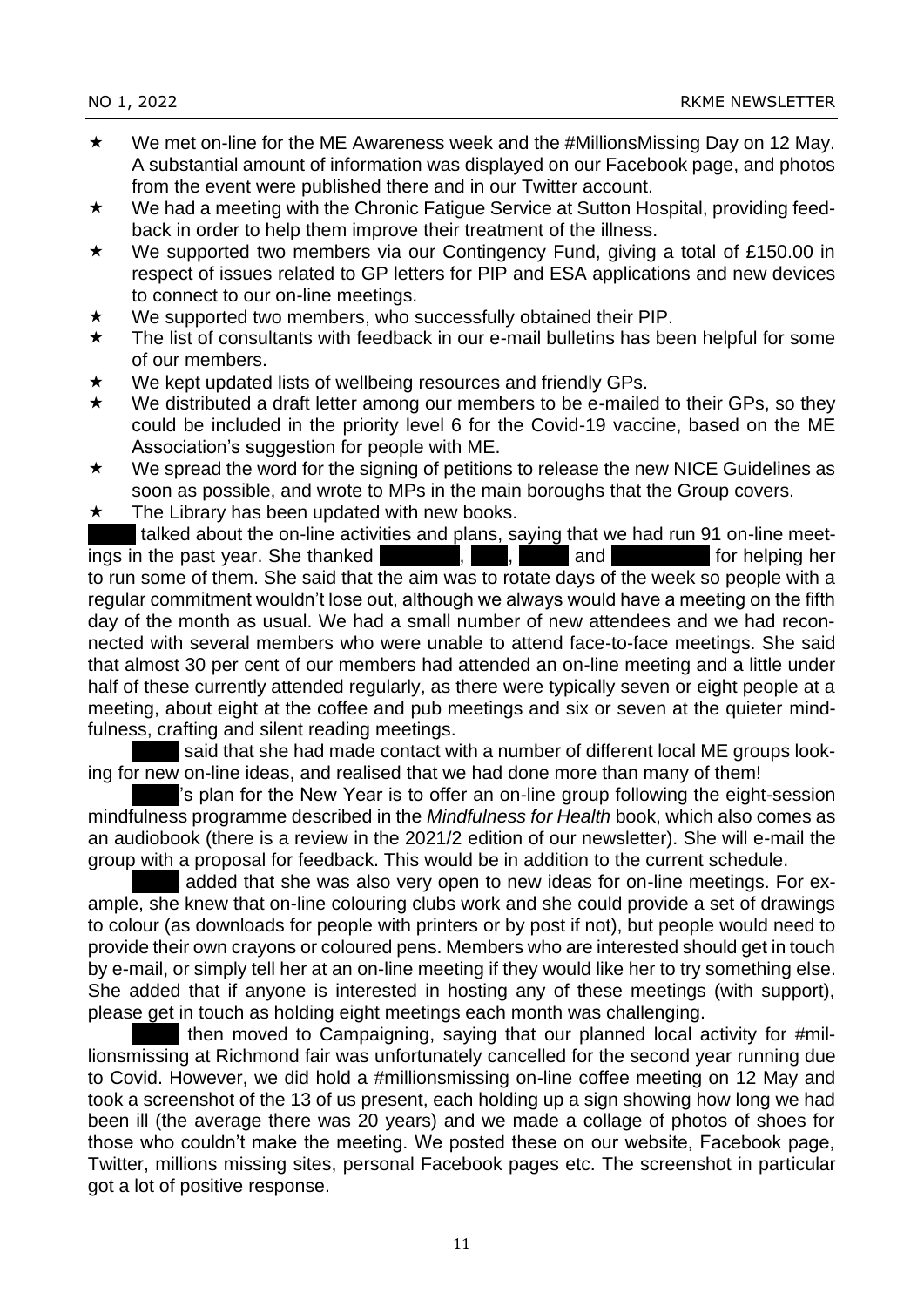- ★ We met on-line for the ME Awareness week and the #MillionsMissing Day on 12 May. A substantial amount of information was displayed on our Facebook page, and photos from the event were published there and in our Twitter account.
- ★ We had a meeting with the Chronic Fatigue Service at Sutton Hospital, providing feedback in order to help them improve their treatment of the illness.
- ★ We supported two members via our Contingency Fund, giving a total of £150.00 in respect of issues related to GP letters for PIP and ESA applications and new devices to connect to our on-line meetings.
- ★ We supported two members, who successfully obtained their PIP.
- ★ The list of consultants with feedback in our e-mail bulletins has been helpful for some of our members.
- ★ We kept updated lists of wellbeing resources and friendly GPs.
- ★ We distributed a draft letter among our members to be e-mailed to their GPs, so they could be included in the priority level 6 for the Covid-19 vaccine, based on the ME Association's suggestion for people with ME.
- ★ We spread the word for the signing of petitions to release the new NICE Guidelines as soon as possible, and wrote to MPs in the main boroughs that the Group covers.
- ★ The Library has been updated with new books.

███ talked about the on-line activities and plans, saying that we had run 91 on-line meetings in the past year. She thanked ███, ███, ███ and ███ for helping her to run some of them. She said that the aim was to rotate days of the week so people with a regular commitment wouldn't lose out, although we always would have a meeting on the fifth day of the month as usual. We had a small number of new attendees and we had reconnected with several members who were unable to attend face-to-face meetings. She said that almost 30 per cent of our members had attended an on-line meeting and a little under half of these currently attended regularly, as there were typically seven or eight people at a meeting, about eight at the coffee and pub meetings and six or seven at the quieter mindfulness, crafting and silent reading meetings.

███ said that she had made contact with a number of different local ME groups looking for new on-line ideas, and realised that we had done more than many of them!

███'s plan for the New Year is to offer an on-line group following the eight-session mindfulness programme described in the *Mindfulness for Health* book, which also comes as an audiobook (there is a review in the 2021/2 edition of our newsletter). She will e-mail the group with a proposal for feedback. This would be in addition to the current schedule.

███ added that she was also very open to new ideas for on-line meetings. For example, she knew that on-line colouring clubs work and she could provide a set of drawings to colour (as downloads for people with printers or by post if not), but people would need to provide their own crayons or coloured pens. Members who are interested should get in touch by e-mail, or simply tell her at an on-line meeting if they would like her to try something else. She added that if anyone is interested in hosting any of these meetings (with support), please get in touch as holding eight meetings each month was challenging.

███ then moved to Campaigning, saying that our planned local activity for #millionsmissing at Richmond fair was unfortunately cancelled for the second year running due to Covid. However, we did hold a #millionsmissing on-line coffee meeting on 12 May and took a screenshot of the 13 of us present, each holding up a sign showing how long we had been ill (the average there was 20 years) and we made a collage of photos of shoes for those who couldn't make the meeting. We posted these on our website, Facebook page, Twitter, millions missing sites, personal Facebook pages etc. The screenshot in particular got a lot of positive response.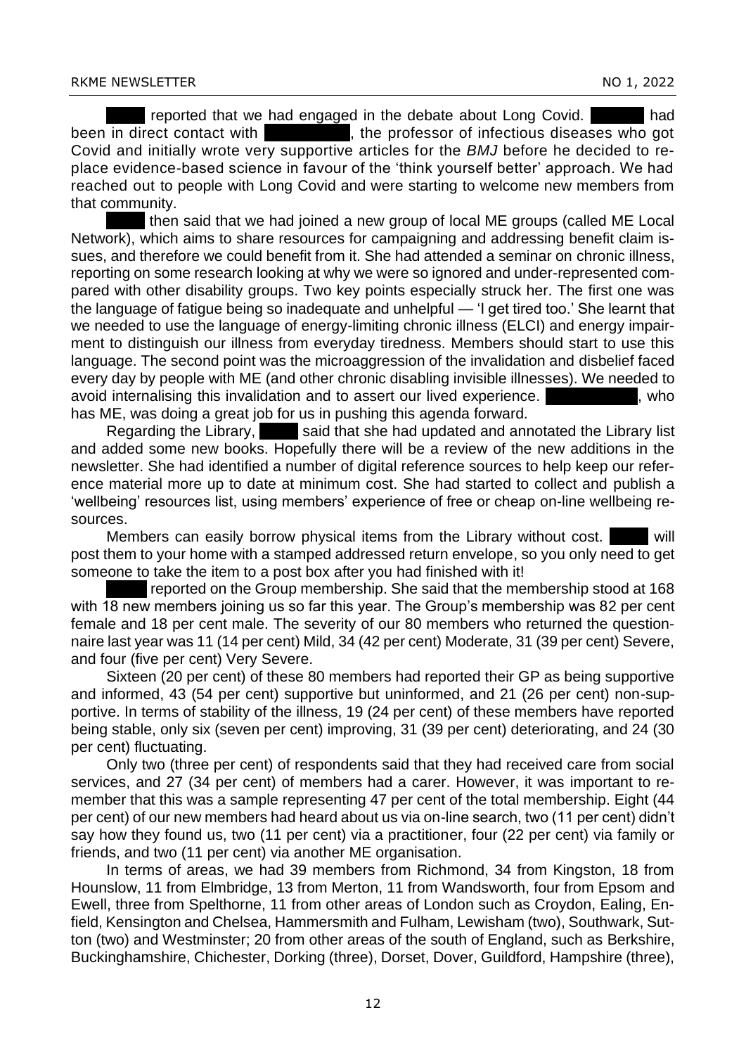█████ reported that we had engaged in the debate about Long Covid. ██████ had been in direct contact with ██████████, the professor of infectious diseases who got Covid and initially wrote very supportive articles for the *BMJ* before he decided to replace evidence-based science in favour of the 'think yourself better' approach. We had reached out to people with Long Covid and were starting to welcome new members from that community.

█████ then said that we had joined a new group of local ME groups (called ME Local Network), which aims to share resources for campaigning and addressing benefit claim issues, and therefore we could benefit from it. She had attended a seminar on chronic illness, reporting on some research looking at why we were so ignored and under-represented compared with other disability groups. Two key points especially struck her. The first one was the language of fatigue being so inadequate and unhelpful — 'I get tired too.' She learnt that we needed to use the language of energy-limiting chronic illness (ELCI) and energy impairment to distinguish our illness from everyday tiredness. Members should start to use this language. The second point was the microaggression of the invalidation and disbelief faced every day by people with ME (and other chronic disabling invisible illnesses). We needed to avoid internalising this invalidation and to assert our lived experience. ██████████, who has ME, was doing a great job for us in pushing this agenda forward.

Regarding the Library, █████ said that she had updated and annotated the Library list and added some new books. Hopefully there will be a review of the new additions in the newsletter. She had identified a number of digital reference sources to help keep our reference material more up to date at minimum cost. She had started to collect and publish a 'wellbeing' resources list, using members' experience of free or cheap on-line wellbeing resources.

Members can easily borrow physical items from the Library without cost. █████ will post them to your home with a stamped addressed return envelope, so you only need to get someone to take the item to a post box after you had finished with it!

█████ reported on the Group membership. She said that the membership stood at 168 with 18 new members joining us so far this year. The Group's membership was 82 per cent female and 18 per cent male. The severity of our 80 members who returned the questionnaire last year was 11 (14 per cent) Mild, 34 (42 per cent) Moderate, 31 (39 per cent) Severe, and four (five per cent) Very Severe.

Sixteen (20 per cent) of these 80 members had reported their GP as being supportive and informed, 43 (54 per cent) supportive but uninformed, and 21 (26 per cent) non-supportive. In terms of stability of the illness, 19 (24 per cent) of these members have reported being stable, only six (seven per cent) improving, 31 (39 per cent) deteriorating, and 24 (30 per cent) fluctuating.

Only two (three per cent) of respondents said that they had received care from social services, and 27 (34 per cent) of members had a carer. However, it was important to remember that this was a sample representing 47 per cent of the total membership. Eight (44 per cent) of our new members had heard about us via on-line search, two (11 per cent) didn't say how they found us, two (11 per cent) via a practitioner, four (22 per cent) via family or friends, and two (11 per cent) via another ME organisation.

In terms of areas, we had 39 members from Richmond, 34 from Kingston, 18 from Hounslow, 11 from Elmbridge, 13 from Merton, 11 from Wandsworth, four from Epsom and Ewell, three from Spelthorne, 11 from other areas of London such as Croydon, Ealing, Enfield, Kensington and Chelsea, Hammersmith and Fulham, Lewisham (two), Southwark, Sutton (two) and Westminster; 20 from other areas of the south of England, such as Berkshire, Buckinghamshire, Chichester, Dorking (three), Dorset, Dover, Guildford, Hampshire (three),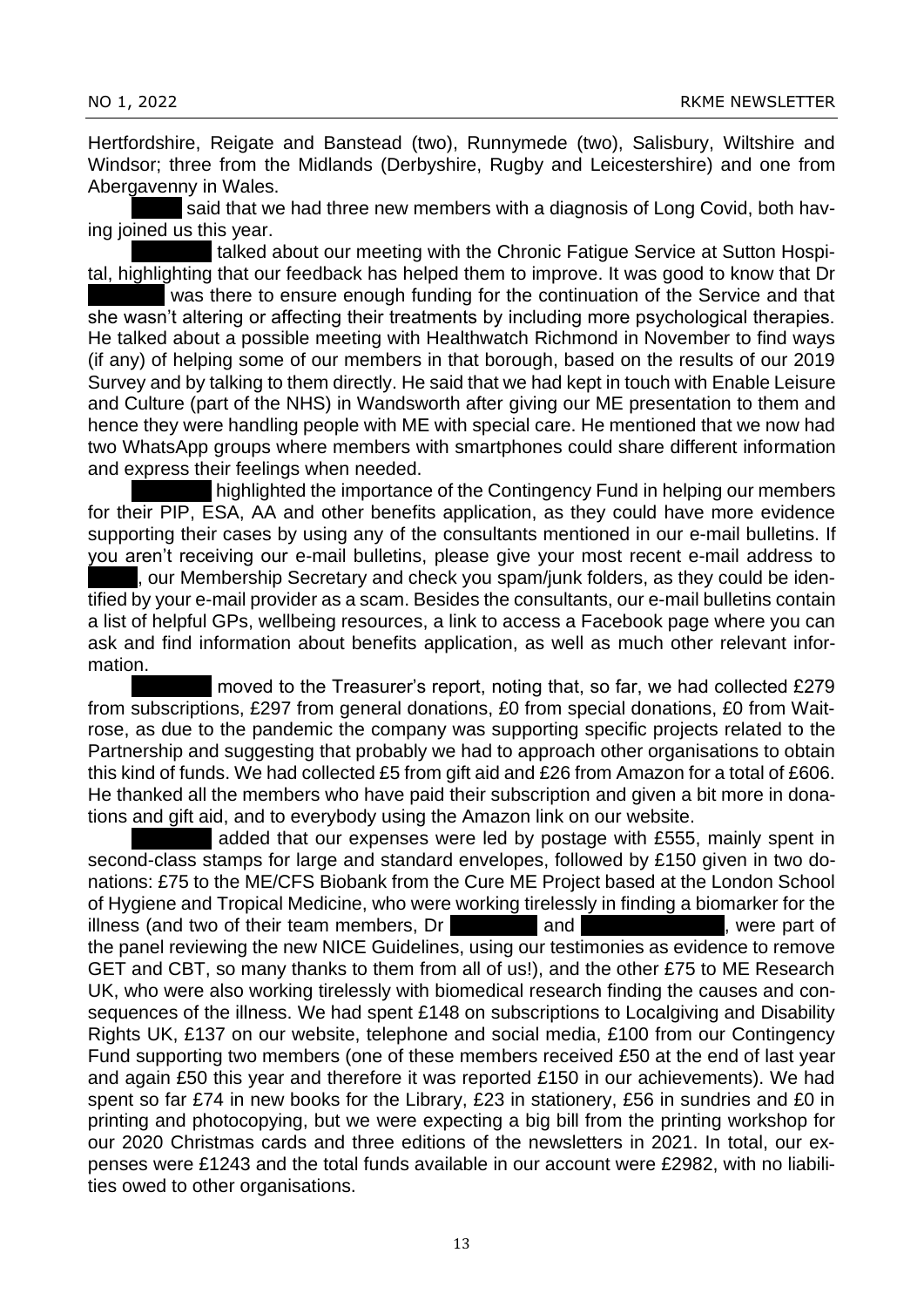Hertfordshire, Reigate and Banstead (two), Runnymede (two), Salisbury, Wiltshire and Windsor; three from the Midlands (Derbyshire, Rugby and Leicestershire) and one from Abergavenny in Wales.

said that we had three new members with a diagnosis of Long Covid, both having joined us this year.

talked about our meeting with the Chronic Fatigue Service at Sutton Hospital, highlighting that our feedback has helped them to improve. It was good to know that Dr was there to ensure enough funding for the continuation of the Service and that she wasn't altering or affecting their treatments by including more psychological therapies. He talked about a possible meeting with Healthwatch Richmond in November to find ways (if any) of helping some of our members in that borough, based on the results of our 2019 Survey and by talking to them directly. He said that we had kept in touch with Enable Leisure and Culture (part of the NHS) in Wandsworth after giving our ME presentation to them and hence they were handling people with ME with special care. He mentioned that we now had two WhatsApp groups where members with smartphones could share different information and express their feelings when needed.

highlighted the importance of the Contingency Fund in helping our members for their PIP, ESA, AA and other benefits application, as they could have more evidence supporting their cases by using any of the consultants mentioned in our e-mail bulletins. If you aren't receiving our e-mail bulletins, please give your most recent e-mail address to , our Membership Secretary and check you spam/junk folders, as they could be identified by your e-mail provider as a scam. Besides the consultants, our e-mail bulletins contain a list of helpful GPs, wellbeing resources, a link to access a Facebook page where you can ask and find information about benefits application, as well as much other relevant information.

moved to the Treasurer's report, noting that, so far, we had collected £279 from subscriptions, £297 from general donations, £0 from special donations, £0 from Waitrose, as due to the pandemic the company was supporting specific projects related to the Partnership and suggesting that probably we had to approach other organisations to obtain this kind of funds. We had collected £5 from gift aid and £26 from Amazon for a total of £606. He thanked all the members who have paid their subscription and given a bit more in donations and gift aid, and to everybody using the Amazon link on our website.

added that our expenses were led by postage with £555, mainly spent in second-class stamps for large and standard envelopes, followed by £150 given in two donations: £75 to the ME/CFS Biobank from the Cure ME Project based at the London School of Hygiene and Tropical Medicine, who were working tirelessly in finding a biomarker for the illness (and two of their team members, Dr and , were part of the panel reviewing the new NICE Guidelines, using our testimonies as evidence to remove GET and CBT, so many thanks to them from all of us!), and the other £75 to ME Research UK, who were also working tirelessly with biomedical research finding the causes and consequences of the illness. We had spent £148 on subscriptions to Localgiving and Disability Rights UK, £137 on our website, telephone and social media, £100 from our Contingency Fund supporting two members (one of these members received £50 at the end of last year and again £50 this year and therefore it was reported £150 in our achievements). We had spent so far £74 in new books for the Library, £23 in stationery, £56 in sundries and £0 in printing and photocopying, but we were expecting a big bill from the printing workshop for our 2020 Christmas cards and three editions of the newsletters in 2021. In total, our expenses were £1243 and the total funds available in our account were £2982, with no liabilities owed to other organisations.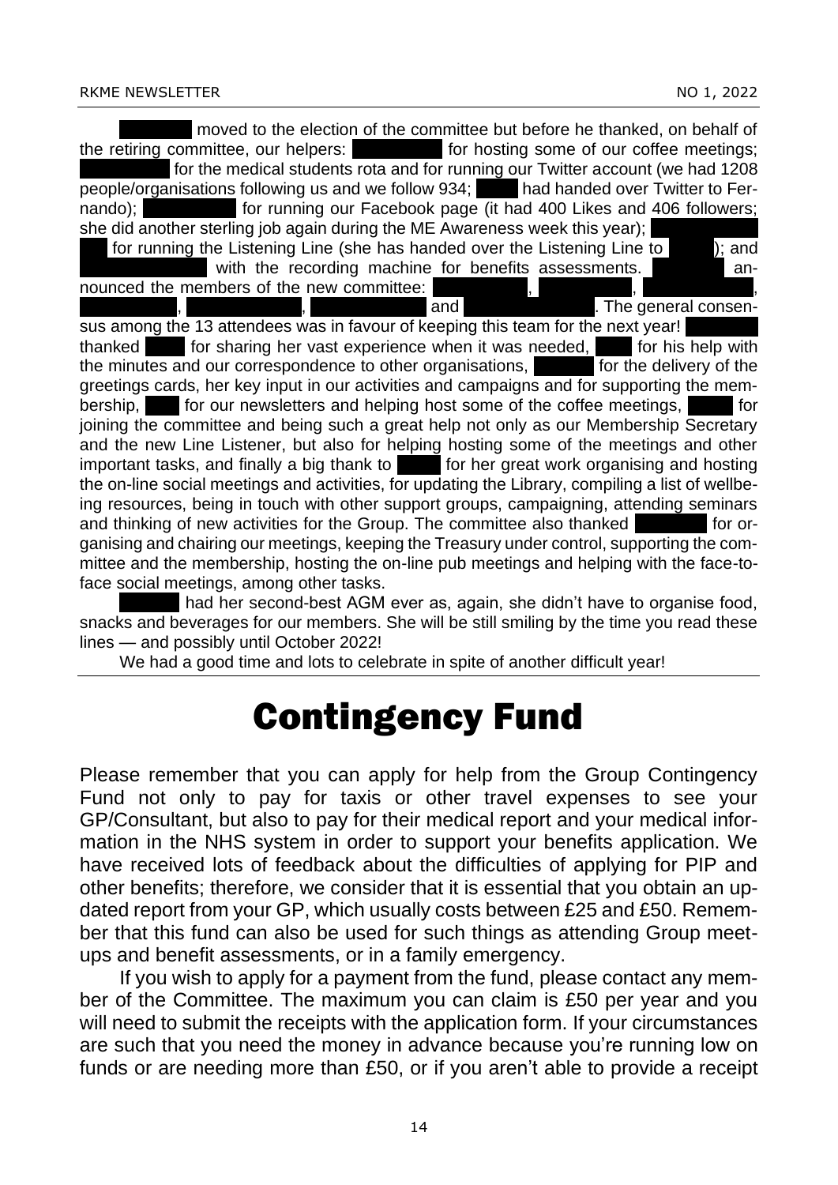████ moved to the election of the committee but before he thanked, on behalf of the retiring committee, our helpers: ████ for hosting some of our coffee meetings; ████ for the medical students rota and for running our Twitter account (we had 1208 people/organisations following us and we follow 934; ████ had handed over Twitter to Fernando); ████ for running our Facebook page (it had 400 Likes and 406 followers; she did another sterling job again during the ME Awareness week this year); ████ for running the Listening Line (she has handed over the Listening Line to ████); and ████ with the recording machine for benefits assessments. ████ announced the members of the new committee: ████, ████, ████, ████, ████, ████ and ████. The general consensus among the 13 attendees was in favour of keeping this team for the next year! ████ thanked ████ for sharing her vast experience when it was needed, ████ for his help with the minutes and our correspondence to other organisations, ████ for the delivery of the greetings cards, her key input in our activities and campaigns and for supporting the membership, ████ for our newsletters and helping host some of the coffee meetings, ████ for joining the committee and being such a great help not only as our Membership Secretary and the new Line Listener, but also for helping hosting some of the meetings and other important tasks, and finally a big thank to ████ for her great work organising and hosting the on-line social meetings and activities, for updating the Library, compiling a list of wellbeing resources, being in touch with other support groups, campaigning, attending seminars and thinking of new activities for the Group. The committee also thanked ████ for organising and chairing our meetings, keeping the Treasury under control, supporting the committee and the membership, hosting the on-line pub meetings and helping with the face-to-face social meetings, among other tasks.

████ had her second-best AGM ever as, again, she didn't have to organise food, snacks and beverages for our members. She will be still smiling by the time you read these lines — and possibly until October 2022!

We had a good time and lots to celebrate in spite of another difficult year!

# Contingency Fund

Please remember that you can apply for help from the Group Contingency Fund not only to pay for taxis or other travel expenses to see your GP/Consultant, but also to pay for their medical report and your medical information in the NHS system in order to support your benefits application. We have received lots of feedback about the difficulties of applying for PIP and other benefits; therefore, we consider that it is essential that you obtain an updated report from your GP, which usually costs between £25 and £50. Remember that this fund can also be used for such things as attending Group meetups and benefit assessments, or in a family emergency.

If you wish to apply for a payment from the fund, please contact any member of the Committee. The maximum you can claim is £50 per year and you will need to submit the receipts with the application form. If your circumstances are such that you need the money in advance because you're running low on funds or are needing more than £50, or if you aren't able to provide a receipt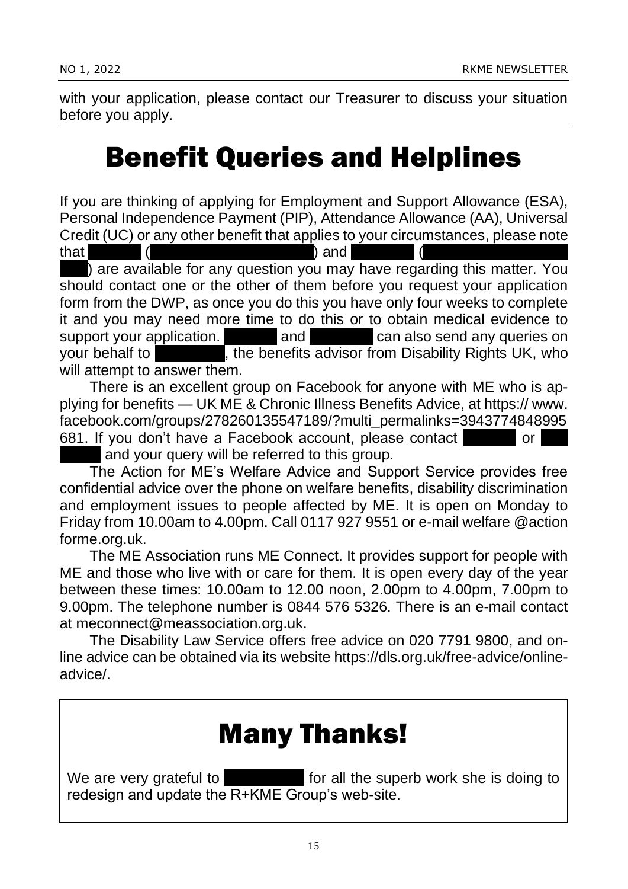with your application, please contact our Treasurer to discuss your situation before you apply.

# Benefit Queries and Helplines

If you are thinking of applying for Employment and Support Allowance (ESA), Personal Independence Payment (PIP), Attendance Allowance (AA), Universal Credit (UC) or any other benefit that applies to your circumstances, please note that ██████ (████████████████████) and ███████ (████████████████████) are available for any question you may have regarding this matter. You should contact one or the other of them before you request your application form from the DWP, as once you do this you have only four weeks to complete it and you may need more time to do this or to obtain medical evidence to support your application. ██████ and ███████ can also send any queries on your behalf to ████████, the benefits advisor from Disability Rights UK, who will attempt to answer them.

There is an excellent group on Facebook for anyone with ME who is applying for benefits — UK ME & Chronic Illness Benefits Advice, at https:// www. facebook.com/groups/278260135547189/?multi_permalinks=3943774848995681. If you don't have a Facebook account, please contact ██████ or ████████ and your query will be referred to this group.

The Action for ME's Welfare Advice and Support Service provides free confidential advice over the phone on welfare benefits, disability discrimination and employment issues to people affected by ME. It is open on Monday to Friday from 10.00am to 4.00pm. Call 0117 927 9551 or e-mail welfare @action forme.org.uk.

The ME Association runs ME Connect. It provides support for people with ME and those who live with or care for them. It is open every day of the year between these times: 10.00am to 12.00 noon, 2.00pm to 4.00pm, 7.00pm to 9.00pm. The telephone number is 0844 576 5326. There is an e-mail contact at meconnect@meassociation.org.uk.

The Disability Law Service offers free advice on 020 7791 9800, and on-line advice can be obtained via its website https://dls.org.uk/free-advice/online-advice/.

# Many Thanks!

We are very grateful to █████████ for all the superb work she is doing to redesign and update the R+KME Group's web-site.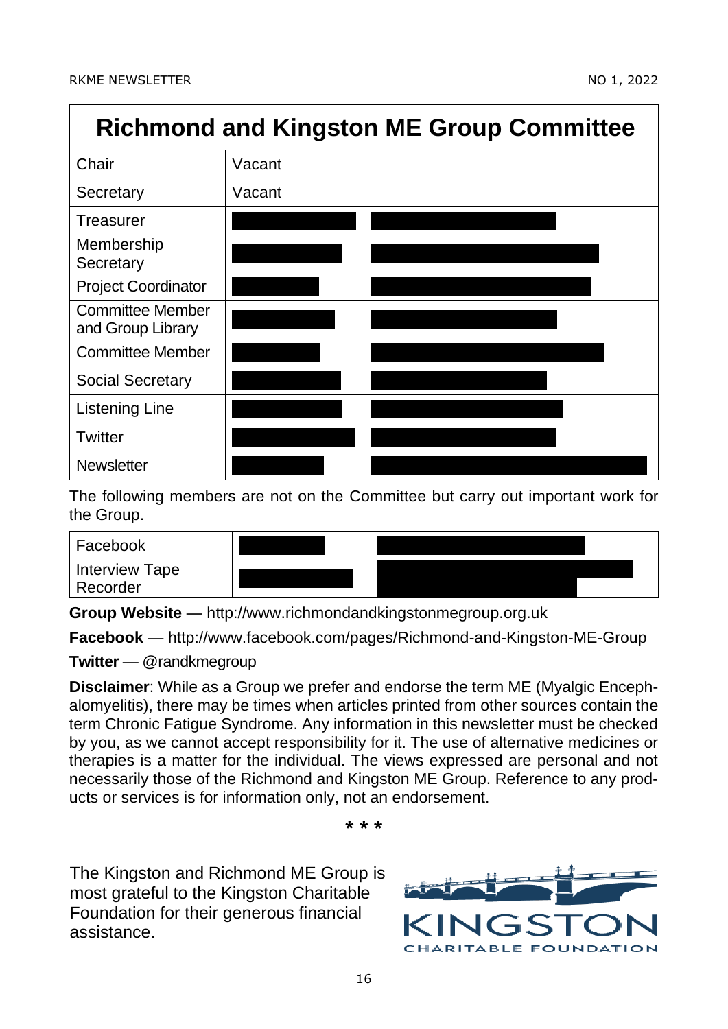# Richmond and Kingston ME Group Committee

| | | |
|---|---|---|
| Chair | Vacant | |
| Secretary | Vacant | |
| Treasurer | | |
| Membership Secretary | | |
| Project Coordinator | | |
| Committee Member and Group Library | | |
| Committee Member | | |
| Social Secretary | | |
| Listening Line | | |
| Twitter | | |
| Newsletter | | |

The following members are not on the Committee but carry out important work for the Group.

| | | |
|---|---|---|
| Facebook | | |
| Interview Tape Recorder | | |

**Group Website** — http://www.richmondandkingstonmegroup.org.uk

**Facebook** — http://www.facebook.com/pages/Richmond-and-Kingston-ME-Group

**Twitter** — @randkmegroup

**Disclaimer**: While as a Group we prefer and endorse the term ME (Myalgic Encephalomyelitis), there may be times when articles printed from other sources contain the term Chronic Fatigue Syndrome. Any information in this newsletter must be checked by you, as we cannot accept responsibility for it. The use of alternative medicines or therapies is a matter for the individual. The views expressed are personal and not necessarily those of the Richmond and Kingston ME Group. Reference to any products or services is for information only, not an endorsement.

\* \* \*

The Kingston and Richmond ME Group is most grateful to the Kingston Charitable Foundation for their generous financial assistance.

KINGSTON CHARITABLE FOUNDATION